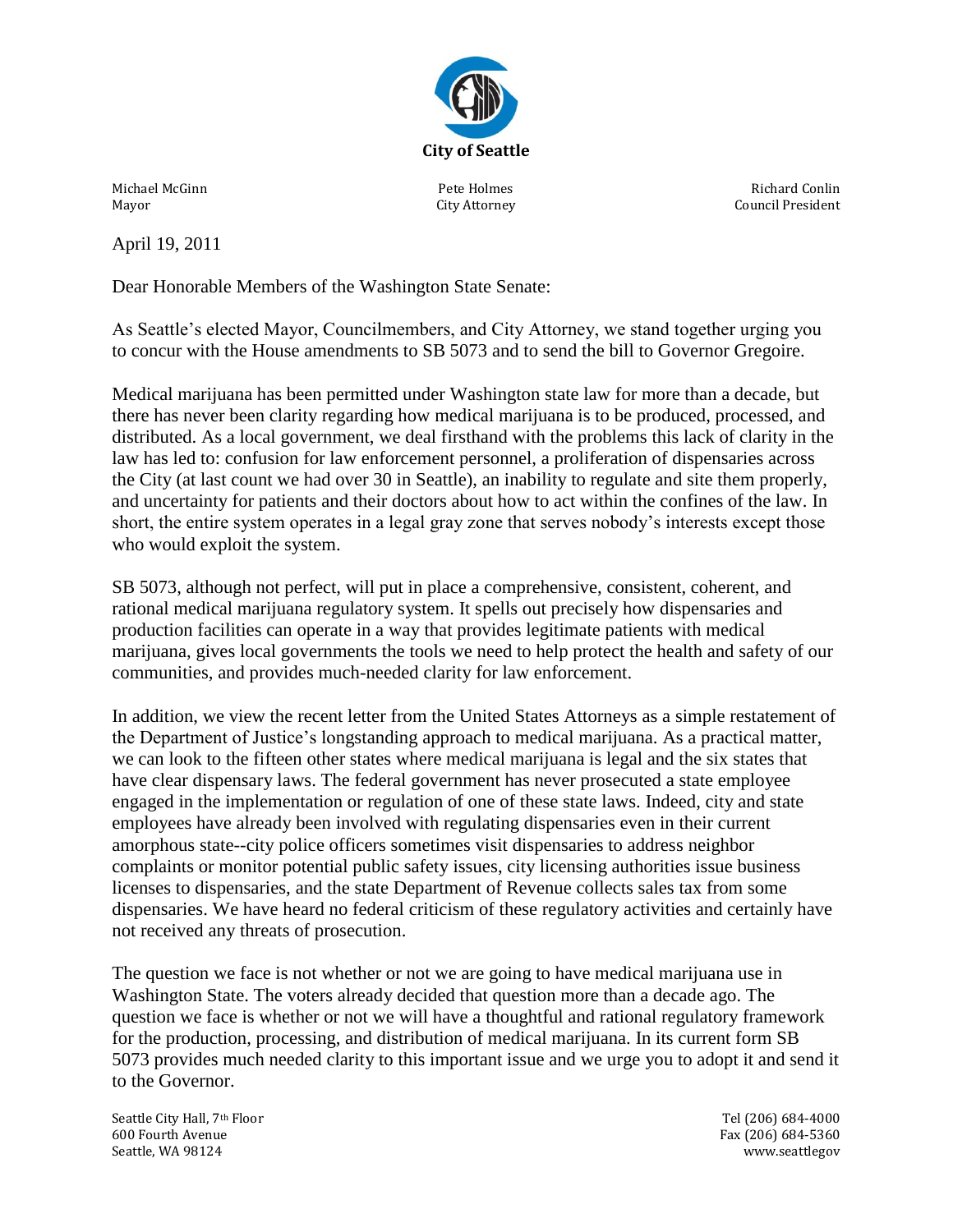**City of Seattle**

Michael McGinn
Mayor

Pete Holmes
City Attorney

Richard Conlin
Council President

April 19, 2011

Dear Honorable Members of the Washington State Senate:

As Seattle's elected Mayor, Councilmembers, and City Attorney, we stand together urging you to concur with the House amendments to SB 5073 and to send the bill to Governor Gregoire.

Medical marijuana has been permitted under Washington state law for more than a decade, but there has never been clarity regarding how medical marijuana is to be produced, processed, and distributed. As a local government, we deal firsthand with the problems this lack of clarity in the law has led to: confusion for law enforcement personnel, a proliferation of dispensaries across the City (at last count we had over 30 in Seattle), an inability to regulate and site them properly, and uncertainty for patients and their doctors about how to act within the confines of the law. In short, the entire system operates in a legal gray zone that serves nobody's interests except those who would exploit the system.

SB 5073, although not perfect, will put in place a comprehensive, consistent, coherent, and rational medical marijuana regulatory system. It spells out precisely how dispensaries and production facilities can operate in a way that provides legitimate patients with medical marijuana, gives local governments the tools we need to help protect the health and safety of our communities, and provides much-needed clarity for law enforcement.

In addition, we view the recent letter from the United States Attorneys as a simple restatement of the Department of Justice's longstanding approach to medical marijuana. As a practical matter, we can look to the fifteen other states where medical marijuana is legal and the six states that have clear dispensary laws. The federal government has never prosecuted a state employee engaged in the implementation or regulation of one of these state laws. Indeed, city and state employees have already been involved with regulating dispensaries even in their current amorphous state--city police officers sometimes visit dispensaries to address neighbor complaints or monitor potential public safety issues, city licensing authorities issue business licenses to dispensaries, and the state Department of Revenue collects sales tax from some dispensaries. We have heard no federal criticism of these regulatory activities and certainly have not received any threats of prosecution.

The question we face is not whether or not we are going to have medical marijuana use in Washington State. The voters already decided that question more than a decade ago. The question we face is whether or not we will have a thoughtful and rational regulatory framework for the production, processing, and distribution of medical marijuana. In its current form SB 5073 provides much needed clarity to this important issue and we urge you to adopt it and send it to the Governor.

Seattle City Hall, 7th Floor
600 Fourth Avenue
Seattle, WA 98124

Tel (206) 684-4000
Fax (206) 684-5360
www.seattlegov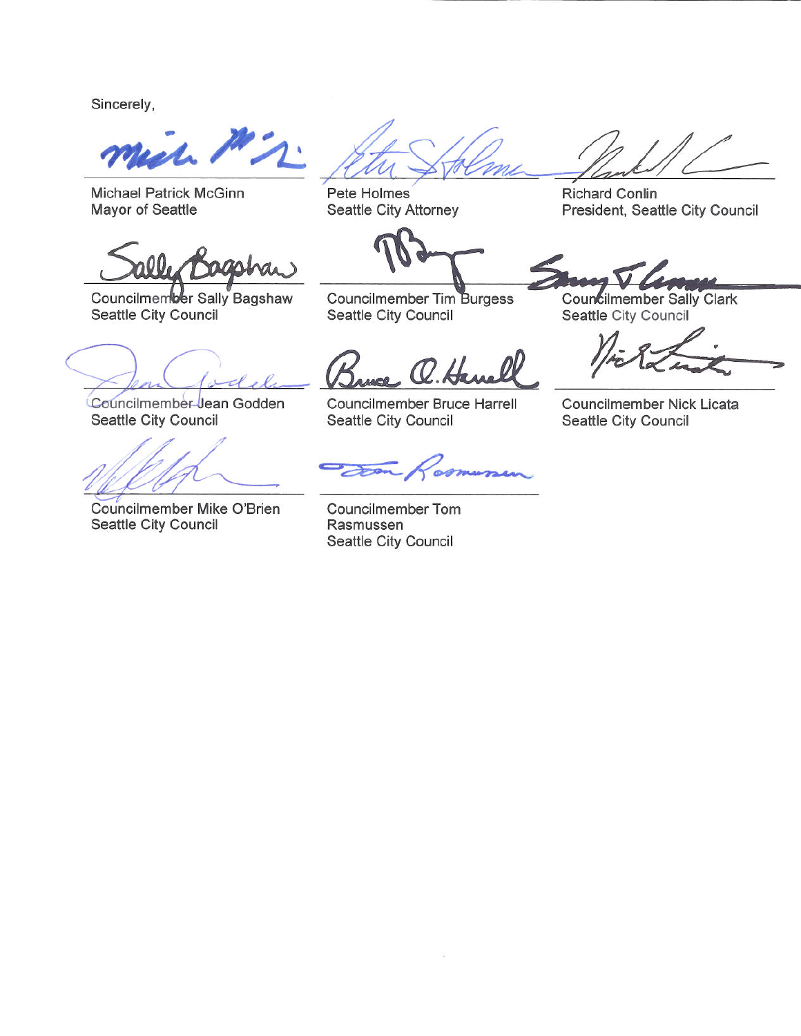Sincerely,

Michael Patrick McGinn
Mayor of Seattle

Pete Holmes
Seattle City Attorney

Richard Conlin
President, Seattle City Council

Councilmember Sally Bagshaw
Seattle City Council

Councilmember Tim Burgess
Seattle City Council

Councilmember Sally Clark
Seattle City Council

Councilmember Jean Godden
Seattle City Council

Councilmember Bruce Harrell
Seattle City Council

Councilmember Nick Licata
Seattle City Council

Councilmember Mike O'Brien
Seattle City Council

Councilmember Tom Rasmussen
Seattle City Council